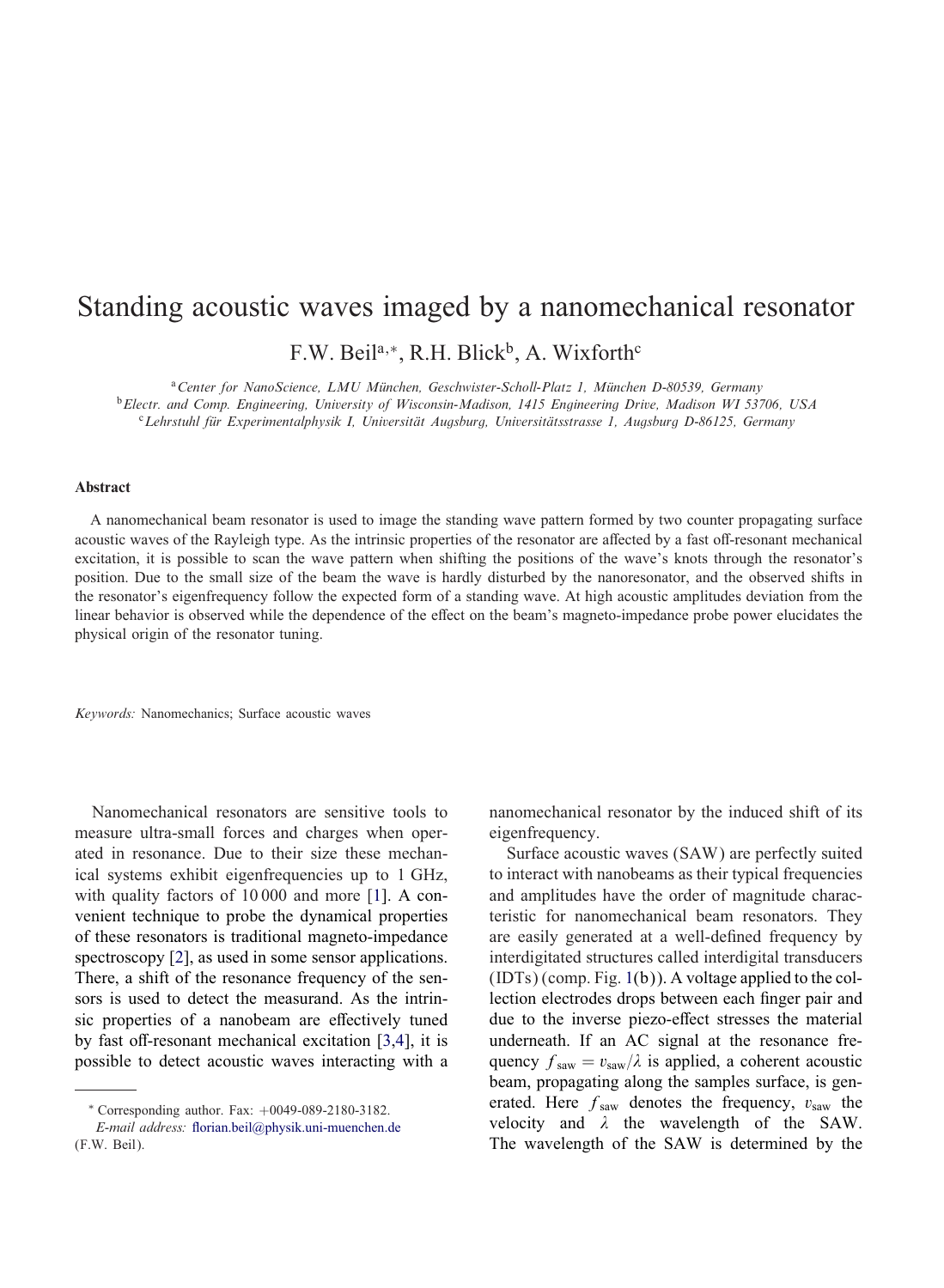# Standing acoustic waves imaged by a nanomechanical resonator

F.W. Beil[a,*], R.H. Blick[b], A. Wixforth[c]

[a] *Center for NanoScience, LMU München, Geschwister-Scholl-Platz 1, München D-80539, Germany*
[b] *Electr. and Comp. Engineering, University of Wisconsin-Madison, 1415 Engineering Drive, Madison WI 53706, USA*
[c] *Lehrstuhl für Experimentalphysik I, Universität Augsburg, Universitätsstrasse 1, Augsburg D-86125, Germany*

## Abstract

A nanomechanical beam resonator is used to image the standing wave pattern formed by two counter propagating surface acoustic waves of the Rayleigh type. As the intrinsic properties of the resonator are affected by a fast off-resonant mechanical excitation, it is possible to scan the wave pattern when shifting the positions of the wave's knots through the resonator's position. Due to the small size of the beam the wave is hardly disturbed by the nanoresonator, and the observed shifts in the resonator's eigenfrequency follow the expected form of a standing wave. At high acoustic amplitudes deviation from the linear behavior is observed while the dependence of the effect on the beam's magneto-impedance probe power elucidates the physical origin of the resonator tuning.

*Keywords:* Nanomechanics; Surface acoustic waves

Nanomechanical resonators are sensitive tools to measure ultra-small forces and charges when operated in resonance. Due to their size these mechanical systems exhibit eigenfrequencies up to 1 GHz, with quality factors of 10 000 and more [1]. A convenient technique to probe the dynamical properties of these resonators is traditional magneto-impedance spectroscopy [2], as used in some sensor applications. There, a shift of the resonance frequency of the sensors is used to detect the measurand. As the intrinsic properties of a nanobeam are effectively tuned by fast off-resonant mechanical excitation [3,4], it is possible to detect acoustic waves interacting with a nanomechanical resonator by the induced shift of its eigenfrequency.

Surface acoustic waves (SAW) are perfectly suited to interact with nanobeams as their typical frequencies and amplitudes have the order of magnitude characteristic for nanomechanical beam resonators. They are easily generated at a well-defined frequency by interdigitated structures called interdigital transducers (IDTs) (comp. Fig. 1(b)). A voltage applied to the collection electrodes drops between each finger pair and due to the inverse piezo-effect stresses the material underneath. If an AC signal at the resonance frequency $f_{\text{saw}} = v_{\text{saw}}/\lambda$ is applied, a coherent acoustic beam, propagating along the samples surface, is generated. Here $f_{\text{saw}}$ denotes the frequency, $v_{\text{saw}}$ the velocity and $\lambda$ the wavelength of the SAW. The wavelength of the SAW is determined by the

* Corresponding author. Fax: +0049-089-2180-3182.
*E-mail address:* florian.beil@physik.uni-muenchen.de (F.W. Beil).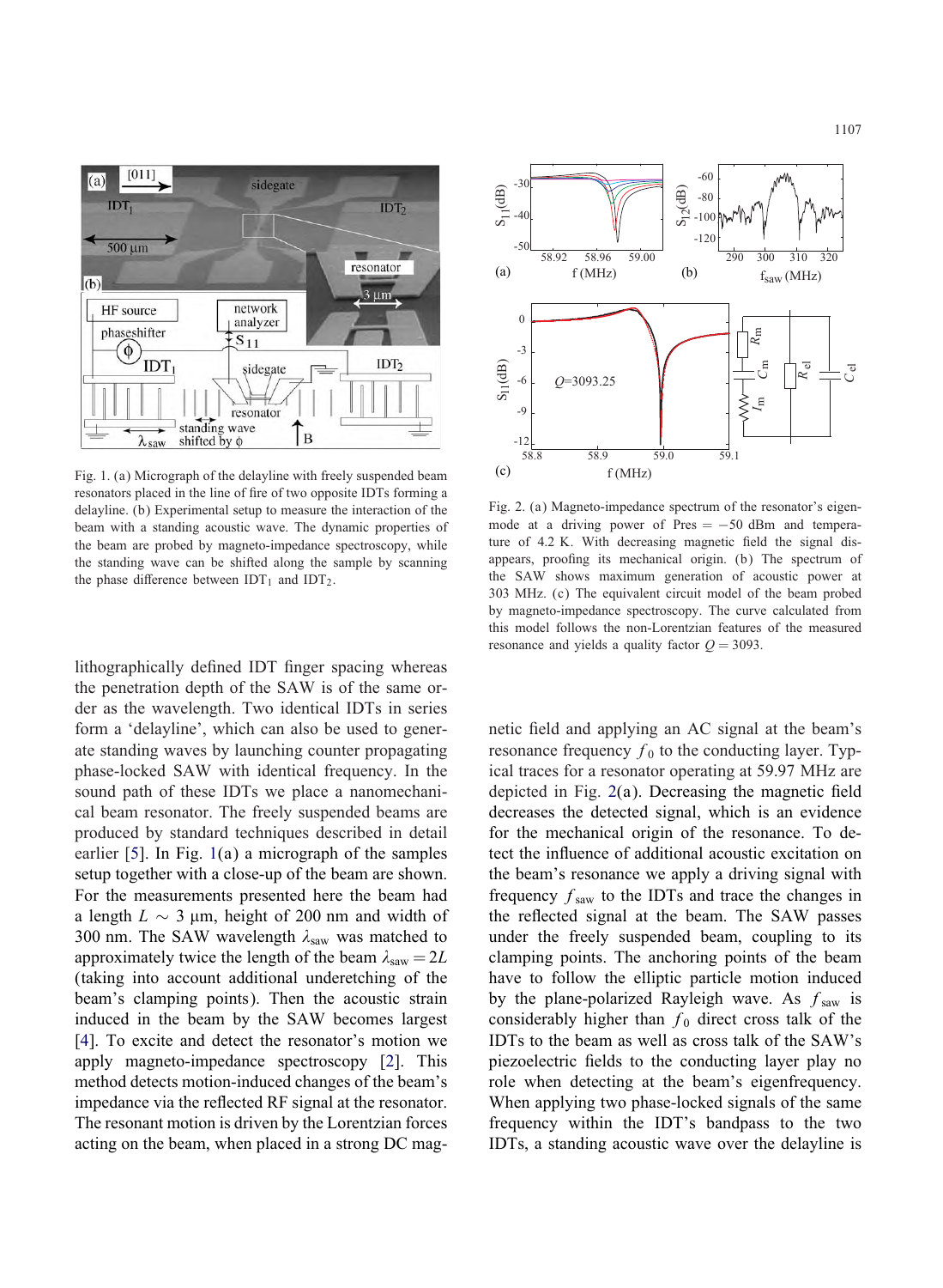Fig. 1. (a) Micrograph of the delayline with freely suspended beam resonators placed in the line of fire of two opposite IDTs forming a delayline. (b) Experimental setup to measure the interaction of the beam with a standing acoustic wave. The dynamic properties of the beam are probed by magneto-impedance spectroscopy, while the standing wave can be shifted along the sample by scanning the phase difference between $IDT_1$ and $IDT_2$.

Fig. 2. (a) Magneto-impedance spectrum of the resonator's eigenmode at a driving power of Pres = −50 dBm and temperature of 4.2 K. With decreasing magnetic field the signal disappears, proofing its mechanical origin. (b) The spectrum of the SAW shows maximum generation of acoustic power at 303 MHz. (c) The equivalent circuit model of the beam probed by magneto-impedance spectroscopy. The curve calculated from this model follows the non-Lorentzian features of the measured resonance and yields a quality factor $Q = 3093$.

lithographically defined IDT finger spacing whereas the penetration depth of the SAW is of the same order as the wavelength. Two identical IDTs in series form a 'delayline', which can also be used to generate standing waves by launching counter propagating phase-locked SAW with identical frequency. In the sound path of these IDTs we place a nanomechanical beam resonator. The freely suspended beams are produced by standard techniques described in detail earlier [5]. In Fig. 1(a) a micrograph of the samples setup together with a close-up of the beam are shown. For the measurements presented here the beam had a length $L \sim 3$ μm, height of 200 nm and width of 300 nm. The SAW wavelength $\lambda_{saw}$ was matched to approximately twice the length of the beam $\lambda_{saw} = 2L$ (taking into account additional underetching of the beam's clamping points). Then the acoustic strain induced in the beam by the SAW becomes largest [4]. To excite and detect the resonator's motion we apply magneto-impedance spectroscopy [2]. This method detects motion-induced changes of the beam's impedance via the reflected RF signal at the resonator. The resonant motion is driven by the Lorentzian forces acting on the beam, when placed in a strong DC magnetic field and applying an AC signal at the beam's resonance frequency $f_0$ to the conducting layer. Typical traces for a resonator operating at 59.97 MHz are depicted in Fig. 2(a). Decreasing the magnetic field decreases the detected signal, which is an evidence for the mechanical origin of the resonance. To detect the influence of additional acoustic excitation on the beam's resonance we apply a driving signal with frequency $f_{saw}$ to the IDTs and trace the changes in the reflected signal at the beam. The SAW passes under the freely suspended beam, coupling to its clamping points. The anchoring points of the beam have to follow the elliptic particle motion induced by the plane-polarized Rayleigh wave. As $f_{saw}$ is considerably higher than $f_0$ direct cross talk of the IDTs to the beam as well as cross talk of the SAW's piezoelectric fields to the conducting layer play no role when detecting at the beam's eigenfrequency. When applying two phase-locked signals of the same frequency within the IDT's bandpass to the two IDTs, a standing acoustic wave over the delayline is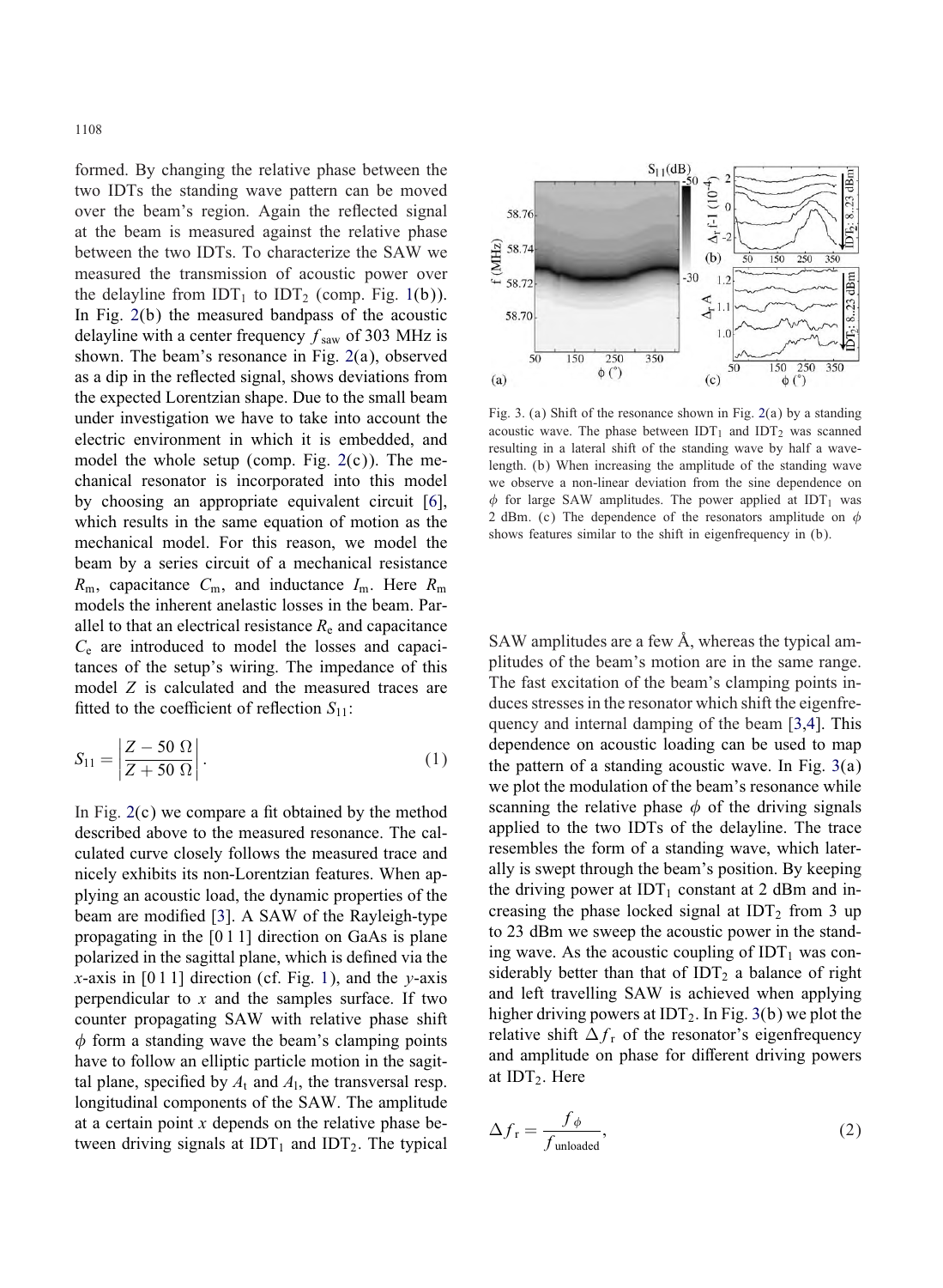formed. By changing the relative phase between the two IDTs the standing wave pattern can be moved over the beam's region. Again the reflected signal at the beam is measured against the relative phase between the two IDTs. To characterize the SAW we measured the transmission of acoustic power over the delayline from $IDT_1$ to $IDT_2$ (comp. Fig. 1(b)). In Fig. 2(b) the measured bandpass of the acoustic delayline with a center frequency $f_{saw}$ of 303 MHz is shown. The beam's resonance in Fig. 2(a), observed as a dip in the reflected signal, shows deviations from the expected Lorentzian shape. Due to the small beam under investigation we have to take into account the electric environment in which it is embedded, and model the whole setup (comp. Fig. 2(c)). The mechanical resonator is incorporated into this model by choosing an appropriate equivalent circuit [6], which results in the same equation of motion as the mechanical model. For this reason, we model the beam by a series circuit of a mechanical resistance $R_m$, capacitance $C_m$, and inductance $I_m$. Here $R_m$ models the inherent anelastic losses in the beam. Parallel to that an electrical resistance $R_e$ and capacitance $C_e$ are introduced to model the losses and capacitances of the setup's wiring. The impedance of this model $Z$ is calculated and the measured traces are fitted to the coefficient of reflection $S_{11}$:

$$S_{11} = \left| \frac{Z - 50\ \Omega}{Z + 50\ \Omega} \right|. \tag{1}$$

In Fig. 2(c) we compare a fit obtained by the method described above to the measured resonance. The calculated curve closely follows the measured trace and nicely exhibits its non-Lorentzian features. When applying an acoustic load, the dynamic properties of the beam are modified [3]. A SAW of the Rayleigh-type propagating in the [0 1 1] direction on GaAs is plane polarized in the sagittal plane, which is defined via the $x$-axis in [0 1 1] direction (cf. Fig. 1), and the $y$-axis perpendicular to $x$ and the samples surface. If two counter propagating SAW with relative phase shift $\phi$ form a standing wave the beam's clamping points have to follow an elliptic particle motion in the sagittal plane, specified by $A_t$ and $A_l$, the transversal resp. longitudinal components of the SAW. The amplitude at a certain point $x$ depends on the relative phase between driving signals at $IDT_1$ and $IDT_2$. The typical SAW amplitudes are a few Å, whereas the typical amplitudes of the beam's motion are in the same range. The fast excitation of the beam's clamping points induces stresses in the resonator which shift the eigenfrequency and internal damping of the beam [3,4]. This dependence on acoustic loading can be used to map the pattern of a standing acoustic wave. In Fig. 3(a) we plot the modulation of the beam's resonance while scanning the relative phase $\phi$ of the driving signals applied to the two IDTs of the delayline. The trace resembles the form of a standing wave, which laterally is swept through the beam's position. By keeping the driving power at $IDT_1$ constant at 2 dBm and increasing the phase locked signal at $IDT_2$ from 3 up to 23 dBm we sweep the acoustic power in the standing wave. As the acoustic coupling of $IDT_1$ was considerably better than that of $IDT_2$ a balance of right and left travelling SAW is achieved when applying higher driving powers at $IDT_2$. In Fig. 3(b) we plot the relative shift $\Delta f_r$ of the resonator's eigenfrequency and amplitude on phase for different driving powers at $IDT_2$. Here

$$\Delta f_r = \frac{f_\phi}{f_{unloaded}}, \tag{2}$$

Fig. 3. (a) Shift of the resonance shown in Fig. 2(a) by a standing acoustic wave. The phase between $IDT_1$ and $IDT_2$ was scanned resulting in a lateral shift of the standing wave by half a wavelength. (b) When increasing the amplitude of the standing wave we observe a non-linear deviation from the sine dependence on $\phi$ for large SAW amplitudes. The power applied at $IDT_1$ was 2 dBm. (c) The dependence of the resonators amplitude on $\phi$ shows features similar to the shift in eigenfrequency in (b).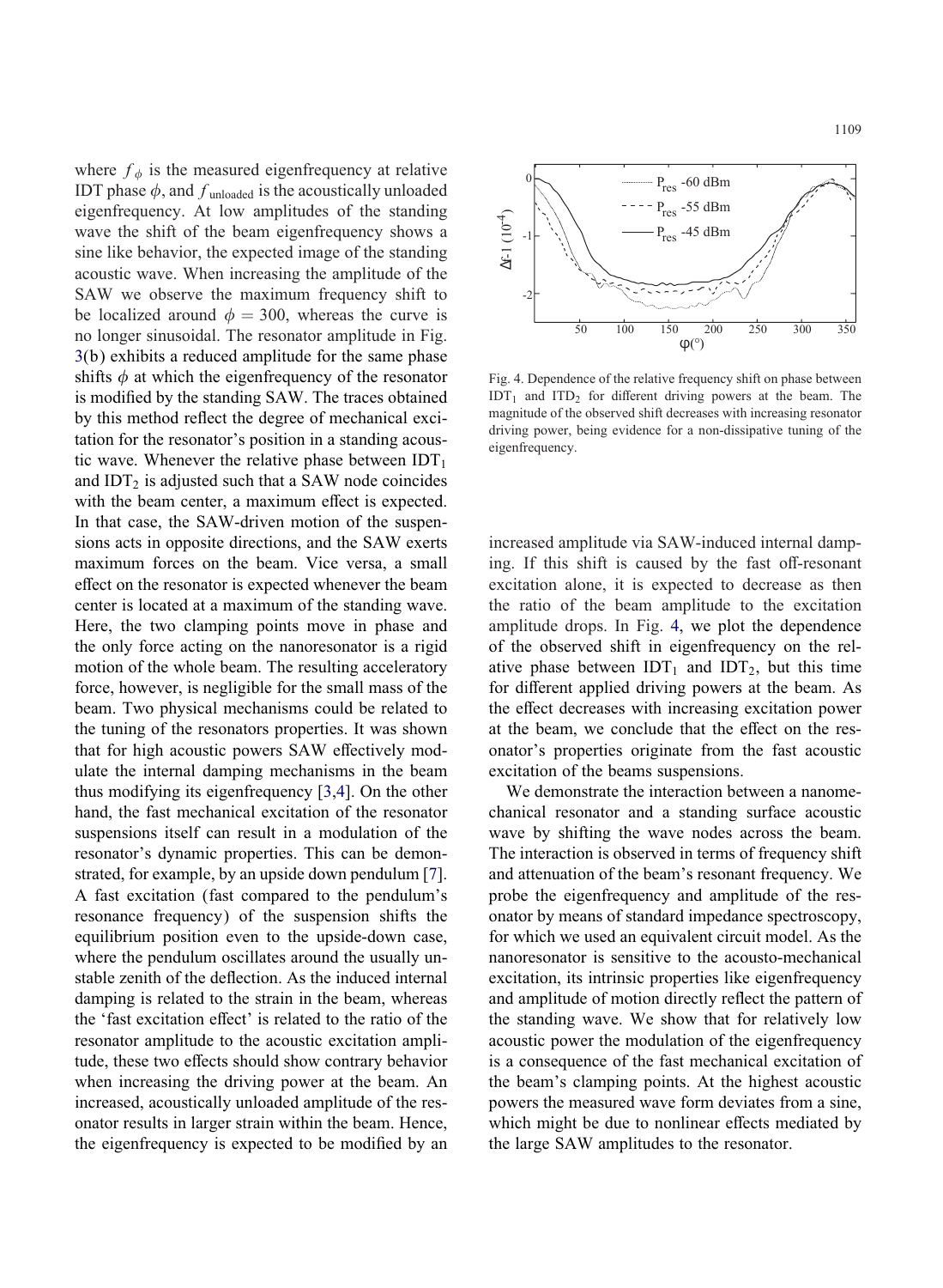where $f_\phi$ is the measured eigenfrequency at relative IDT phase $\phi$, and $f_{\text{unloaded}}$ is the acoustically unloaded eigenfrequency. At low amplitudes of the standing wave the shift of the beam eigenfrequency shows a sine like behavior, the expected image of the standing acoustic wave. When increasing the amplitude of the SAW we observe the maximum frequency shift to be localized around $\phi = 300$, whereas the curve is no longer sinusoidal. The resonator amplitude in Fig. 3(b) exhibits a reduced amplitude for the same phase shifts $\phi$ at which the eigenfrequency of the resonator is modified by the standing SAW. The traces obtained by this method reflect the degree of mechanical excitation for the resonator's position in a standing acoustic wave. Whenever the relative phase between $\text{IDT}_1$ and $\text{IDT}_2$ is adjusted such that a SAW node coincides with the beam center, a maximum effect is expected. In that case, the SAW-driven motion of the suspensions acts in opposite directions, and the SAW exerts maximum forces on the beam. Vice versa, a small effect on the resonator is expected whenever the beam center is located at a maximum of the standing wave. Here, the two clamping points move in phase and the only force acting on the nanoresonator is a rigid motion of the whole beam. The resulting acceleratory force, however, is negligible for the small mass of the beam. Two physical mechanisms could be related to the tuning of the resonators properties. It was shown that for high acoustic powers SAW effectively modulate the internal damping mechanisms in the beam thus modifying its eigenfrequency [3,4]. On the other hand, the fast mechanical excitation of the resonator suspensions itself can result in a modulation of the resonator's dynamic properties. This can be demonstrated, for example, by an upside down pendulum [7]. A fast excitation (fast compared to the pendulum's resonance frequency) of the suspension shifts the equilibrium position even to the upside-down case, where the pendulum oscillates around the usually unstable zenith of the deflection. As the induced internal damping is related to the strain in the beam, whereas the 'fast excitation effect' is related to the ratio of the resonator amplitude to the acoustic excitation amplitude, these two effects should show contrary behavior when increasing the driving power at the beam. An increased, acoustically unloaded amplitude of the resonator results in larger strain within the beam. Hence, the eigenfrequency is expected to be modified by an

Fig. 4. Dependence of the relative frequency shift on phase between $\text{IDT}_1$ and $\text{ITD}_2$ for different driving powers at the beam. The magnitude of the observed shift decreases with increasing resonator driving power, being evidence for a non-dissipative tuning of the eigenfrequency.

increased amplitude via SAW-induced internal damping. If this shift is caused by the fast off-resonant excitation alone, it is expected to decrease as then the ratio of the beam amplitude to the excitation amplitude drops. In Fig. 4, we plot the dependence of the observed shift in eigenfrequency on the relative phase between $\text{IDT}_1$ and $\text{IDT}_2$, but this time for different applied driving powers at the beam. As the effect decreases with increasing excitation power at the beam, we conclude that the effect on the resonator's properties originate from the fast acoustic excitation of the beams suspensions.

We demonstrate the interaction between a nanomechanical resonator and a standing surface acoustic wave by shifting the wave nodes across the beam. The interaction is observed in terms of frequency shift and attenuation of the beam's resonant frequency. We probe the eigenfrequency and amplitude of the resonator by means of standard impedance spectroscopy, for which we used an equivalent circuit model. As the nanoresonator is sensitive to the acousto-mechanical excitation, its intrinsic properties like eigenfrequency and amplitude of motion directly reflect the pattern of the standing wave. We show that for relatively low acoustic power the modulation of the eigenfrequency is a consequence of the fast mechanical excitation of the beam's clamping points. At the highest acoustic powers the measured wave form deviates from a sine, which might be due to nonlinear effects mediated by the large SAW amplitudes to the resonator.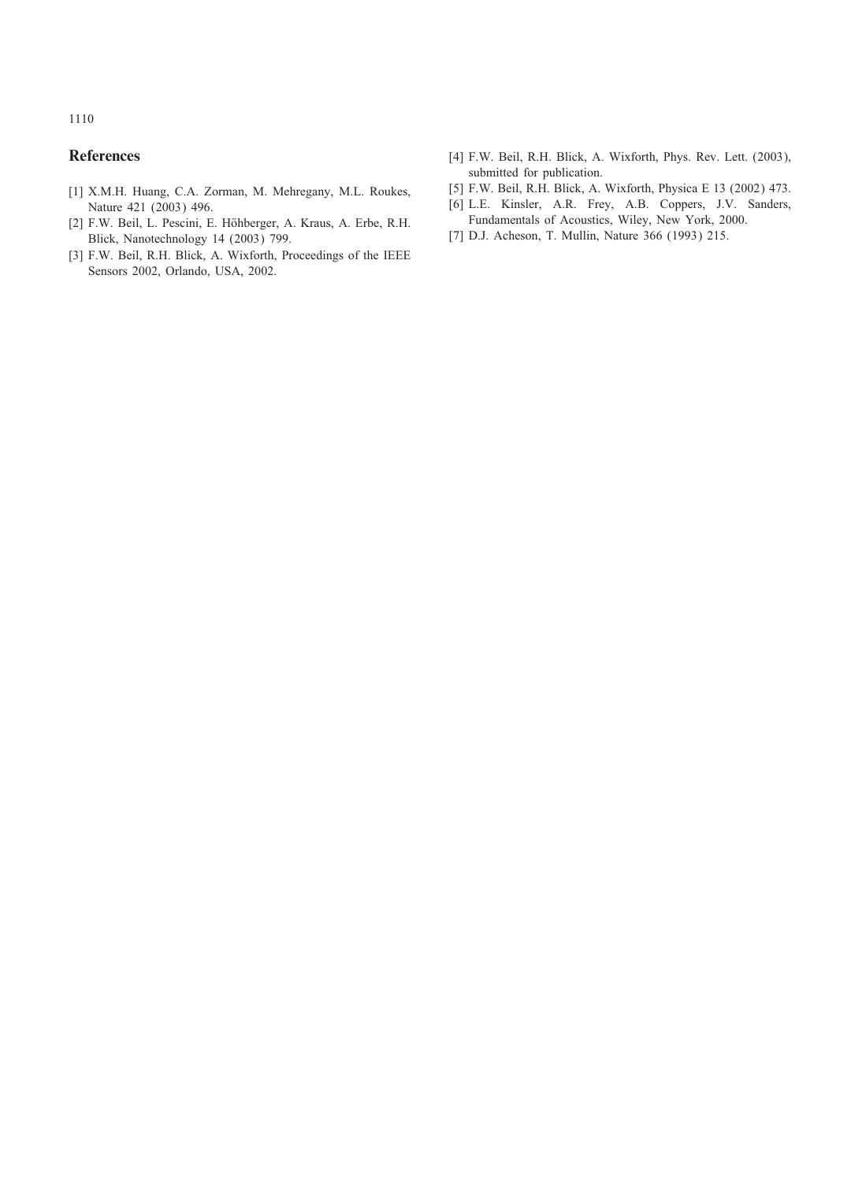## References

[1] X.M.H. Huang, C.A. Zorman, M. Mehregany, M.L. Roukes, Nature 421 (2003) 496.

[2] F.W. Beil, L. Pescini, E. Höhberger, A. Kraus, A. Erbe, R.H. Blick, Nanotechnology 14 (2003) 799.

[3] F.W. Beil, R.H. Blick, A. Wixforth, Proceedings of the IEEE Sensors 2002, Orlando, USA, 2002.

[4] F.W. Beil, R.H. Blick, A. Wixforth, Phys. Rev. Lett. (2003), submitted for publication.

[5] F.W. Beil, R.H. Blick, A. Wixforth, Physica E 13 (2002) 473.

[6] L.E. Kinsler, A.R. Frey, A.B. Coppers, J.V. Sanders, Fundamentals of Acoustics, Wiley, New York, 2000.

[7] D.J. Acheson, T. Mullin, Nature 366 (1993) 215.